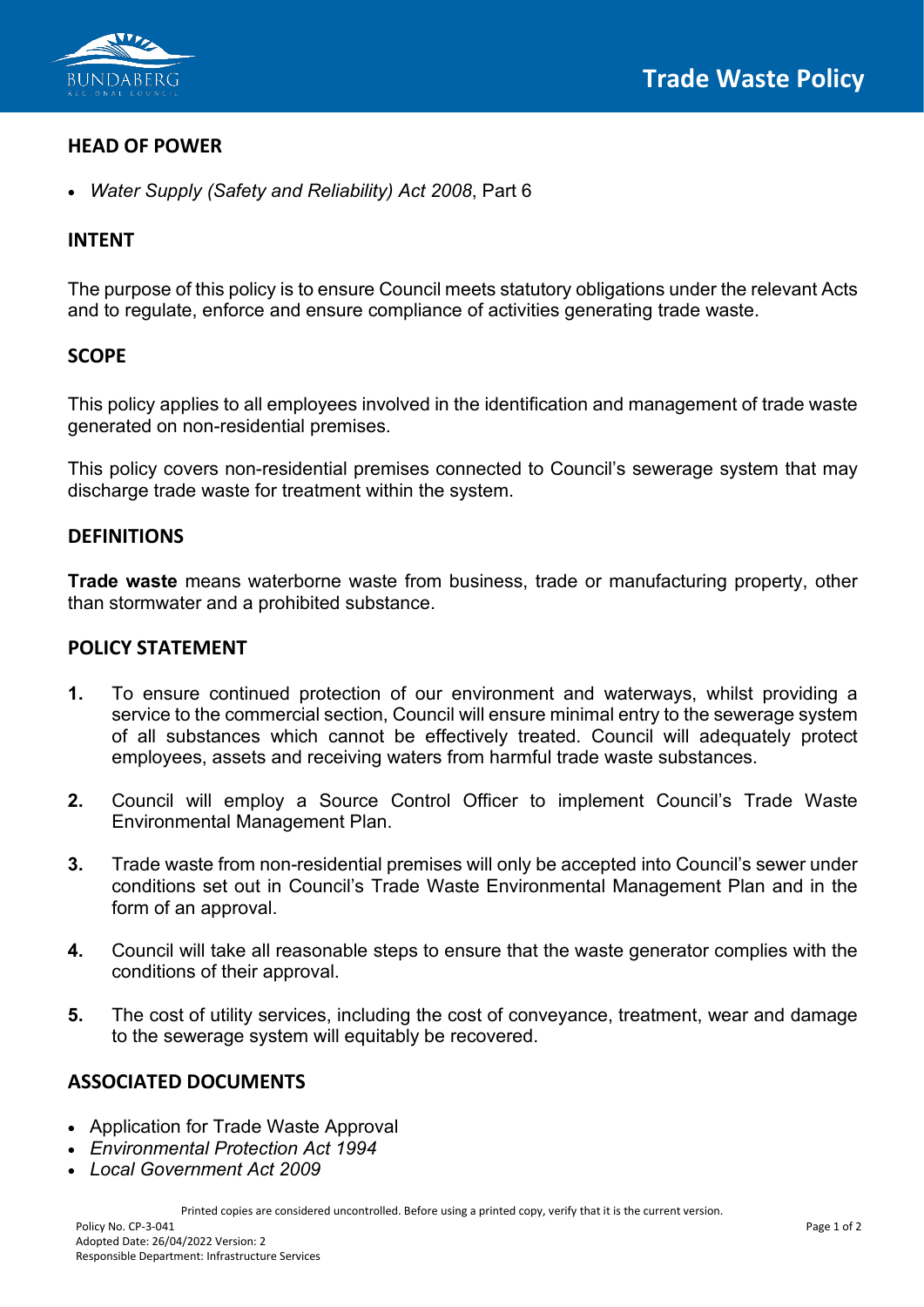# Trade Waste Policy

## HEAD OF POWER

- *Water Supply (Safety and Reliability) Act 2008*, Part 6

## INTENT

The purpose of this policy is to ensure Council meets statutory obligations under the relevant Acts and to regulate, enforce and ensure compliance of activities generating trade waste.

## SCOPE

This policy applies to all employees involved in the identification and management of trade waste generated on non-residential premises.

This policy covers non-residential premises connected to Council's sewerage system that may discharge trade waste for treatment within the system.

## DEFINITIONS

**Trade waste** means waterborne waste from business, trade or manufacturing property, other than stormwater and a prohibited substance.

## POLICY STATEMENT

1. To ensure continued protection of our environment and waterways, whilst providing a service to the commercial section, Council will ensure minimal entry to the sewerage system of all substances which cannot be effectively treated. Council will adequately protect employees, assets and receiving waters from harmful trade waste substances.

2. Council will employ a Source Control Officer to implement Council's Trade Waste Environmental Management Plan.

3. Trade waste from non-residential premises will only be accepted into Council's sewer under conditions set out in Council's Trade Waste Environmental Management Plan and in the form of an approval.

4. Council will take all reasonable steps to ensure that the waste generator complies with the conditions of their approval.

5. The cost of utility services, including the cost of conveyance, treatment, wear and damage to the sewerage system will equitably be recovered.

## ASSOCIATED DOCUMENTS

- Application for Trade Waste Approval
- *Environmental Protection Act 1994*
- *Local Government Act 2009*

Printed copies are considered uncontrolled. Before using a printed copy, verify that it is the current version.

Policy No. CP-3-041
Adopted Date: 26/04/2022 Version: 2
Responsible Department: Infrastructure Services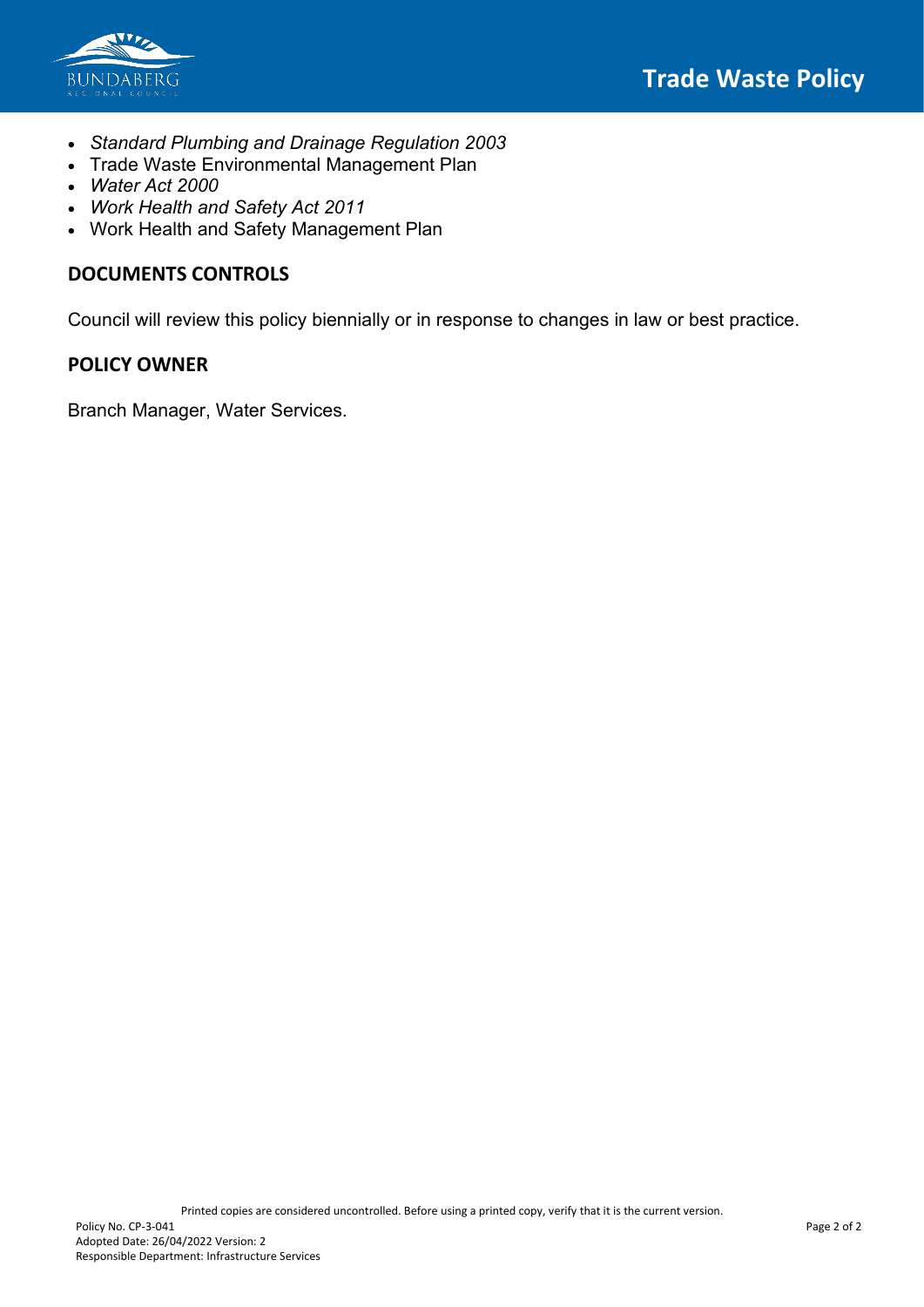- *Standard Plumbing and Drainage Regulation 2003*
- Trade Waste Environmental Management Plan
- *Water Act 2000*
- *Work Health and Safety Act 2011*
- Work Health and Safety Management Plan

## DOCUMENTS CONTROLS

Council will review this policy biennially or in response to changes in law or best practice.

## POLICY OWNER

Branch Manager, Water Services.